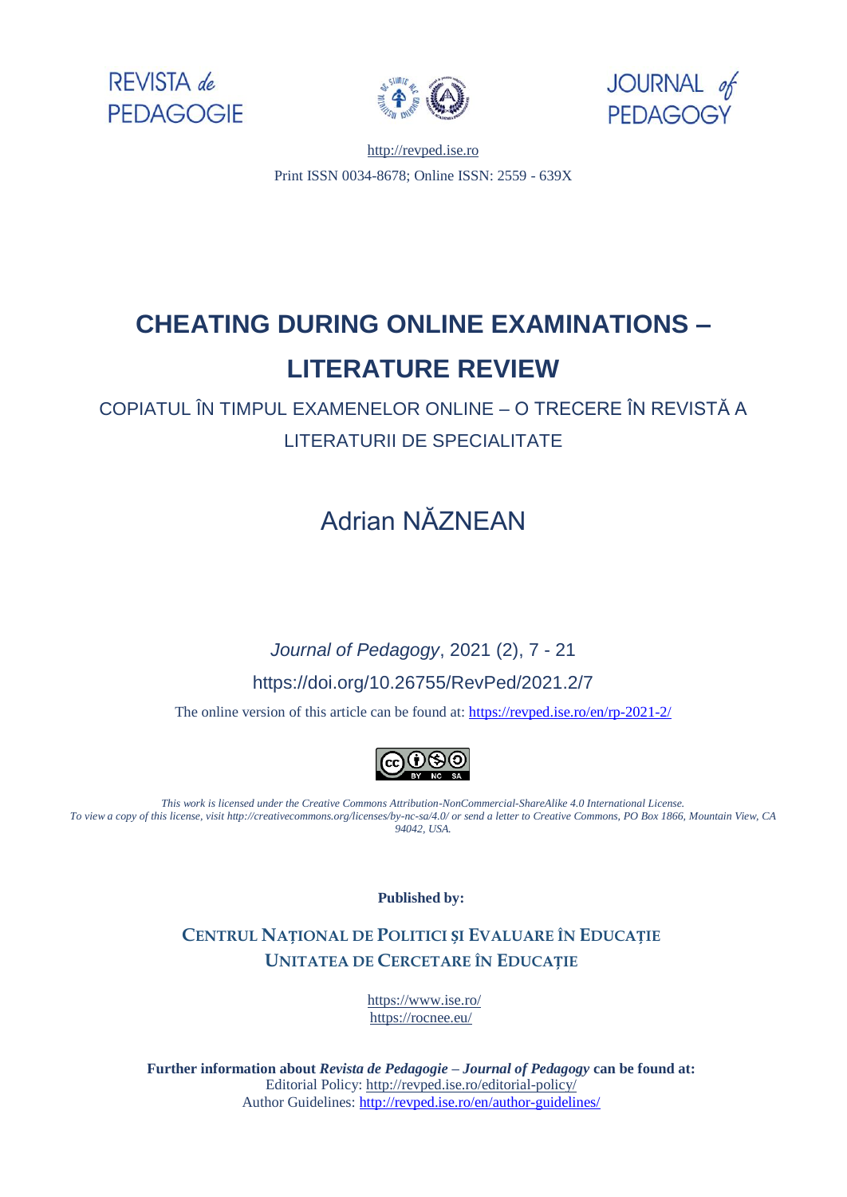REVISTA *de* PEDAGOGIE

JOURNAL *of* PEDAGOGY

http://revped.ise.ro

Print ISSN 0034-8678; Online ISSN: 2559 - 639X

# CHEATING DURING ONLINE EXAMINATIONS – LITERATURE REVIEW

## COPIATUL ÎN TIMPUL EXAMENELOR ONLINE – O TRECERE ÎN REVISTĂ A LITERATURII DE SPECIALITATE

### Adrian NĂZNEAN

*Journal of Pedagogy*, 2021 (2), 7 - 21

https://doi.org/10.26755/RevPed/2021.2/7

The online version of this article can be found at: https://revped.ise.ro/en/rp-2021-2/

*This work is licensed under the Creative Commons Attribution-NonCommercial-ShareAlike 4.0 International License. To view a copy of this license, visit http://creativecommons.org/licenses/by-nc-sa/4.0/ or send a letter to Creative Commons, PO Box 1866, Mountain View, CA 94042, USA.*

**Published by:**

**CENTRUL NAȚIONAL DE POLITICI ȘI EVALUARE ÎN EDUCAȚIE**
**UNITATEA DE CERCETARE ÎN EDUCAȚIE**

https://www.ise.ro/
https://rocnee.eu/

**Further information about *Revista de Pedagogie – Journal of Pedagogy* can be found at:**
Editorial Policy: http://revped.ise.ro/editorial-policy/
Author Guidelines: http://revped.ise.ro/en/author-guidelines/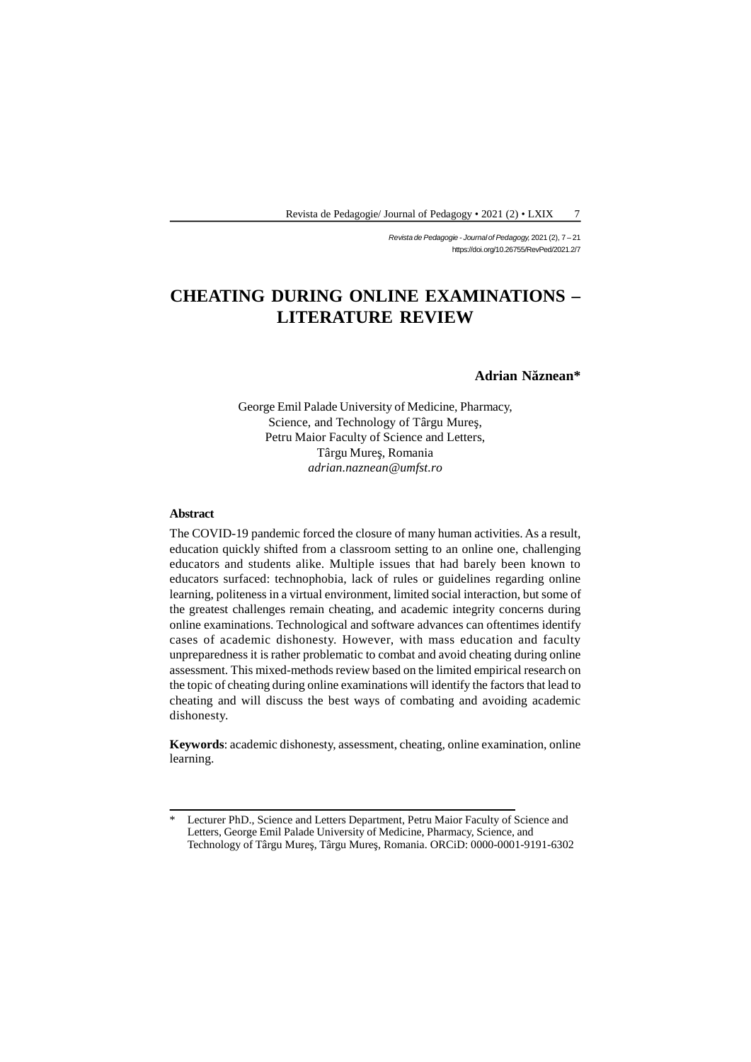# CHEATING DURING ONLINE EXAMINATIONS – LITERATURE REVIEW

**Adrian Năznean***

George Emil Palade University of Medicine, Pharmacy, Science, and Technology of Târgu Mureş, Petru Maior Faculty of Science and Letters, Târgu Mureş, Romania
*adrian.naznean@umfst.ro*

**Abstract**

The COVID-19 pandemic forced the closure of many human activities. As a result, education quickly shifted from a classroom setting to an online one, challenging educators and students alike. Multiple issues that had barely been known to educators surfaced: technophobia, lack of rules or guidelines regarding online learning, politeness in a virtual environment, limited social interaction, but some of the greatest challenges remain cheating, and academic integrity concerns during online examinations. Technological and software advances can oftentimes identify cases of academic dishonesty. However, with mass education and faculty unpreparedness it is rather problematic to combat and avoid cheating during online assessment. This mixed-methods review based on the limited empirical research on the topic of cheating during online examinations will identify the factors that lead to cheating and will discuss the best ways of combating and avoiding academic dishonesty.

**Keywords**: academic dishonesty, assessment, cheating, online examination, online learning.

---

\* Lecturer PhD., Science and Letters Department, Petru Maior Faculty of Science and Letters, George Emil Palade University of Medicine, Pharmacy, Science, and Technology of Târgu Mureş, Târgu Mureş, Romania. ORCiD: 0000-0001-9191-6302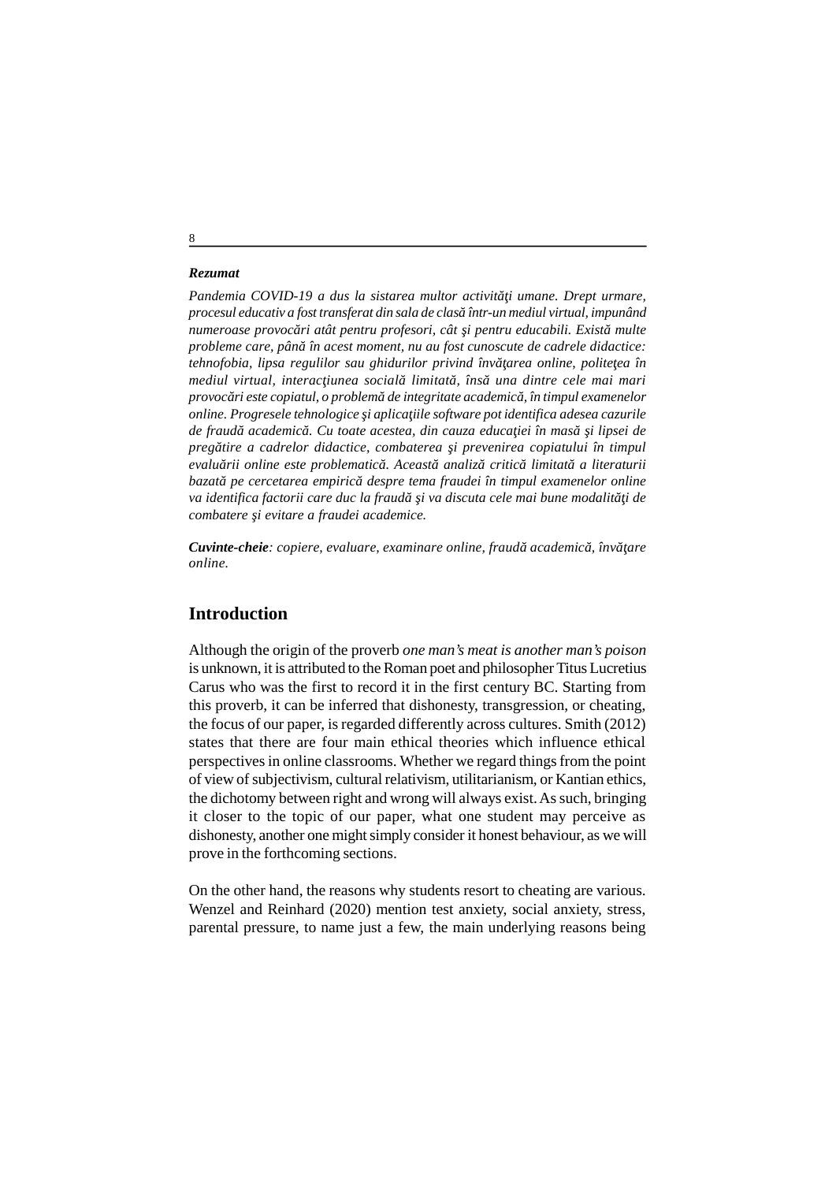***Rezumat***

*Pandemia COVID-19 a dus la sistarea multor activităţi umane. Drept urmare, procesul educativ a fost transferat din sala de clasă într-un mediul virtual, impunând numeroase provocări atât pentru profesori, cât şi pentru educabili. Există multe probleme care, până în acest moment, nu au fost cunoscute de cadrele didactice: tehnofobia, lipsa regulilor sau ghidurilor privind învăţarea online, politeţea în mediul virtual, interacţiunea socială limitată, însă una dintre cele mai mari provocări este copiatul, o problemă de integritate academică, în timpul examenelor online. Progresele tehnologice şi aplicaţiile software pot identifica adesea cazurile de fraudă academică. Cu toate acestea, din cauza educaţiei în masă şi lipsei de pregătire a cadrelor didactice, combaterea şi prevenirea copiatului în timpul evaluării online este problematică. Această analiză critică limitată a literaturii bazată pe cercetarea empirică despre tema fraudei în timpul examenelor online va identifica factorii care duc la fraudă şi va discuta cele mai bune modalităţi de combatere şi evitare a fraudei academice.*

***Cuvinte-cheie****: copiere, evaluare, examinare online, fraudă academică, învăţare online.*

## Introduction

Although the origin of the proverb *one man's meat is another man's poison* is unknown, it is attributed to the Roman poet and philosopher Titus Lucretius Carus who was the first to record it in the first century BC. Starting from this proverb, it can be inferred that dishonesty, transgression, or cheating, the focus of our paper, is regarded differently across cultures. Smith (2012) states that there are four main ethical theories which influence ethical perspectives in online classrooms. Whether we regard things from the point of view of subjectivism, cultural relativism, utilitarianism, or Kantian ethics, the dichotomy between right and wrong will always exist. As such, bringing it closer to the topic of our paper, what one student may perceive as dishonesty, another one might simply consider it honest behaviour, as we will prove in the forthcoming sections.

On the other hand, the reasons why students resort to cheating are various. Wenzel and Reinhard (2020) mention test anxiety, social anxiety, stress, parental pressure, to name just a few, the main underlying reasons being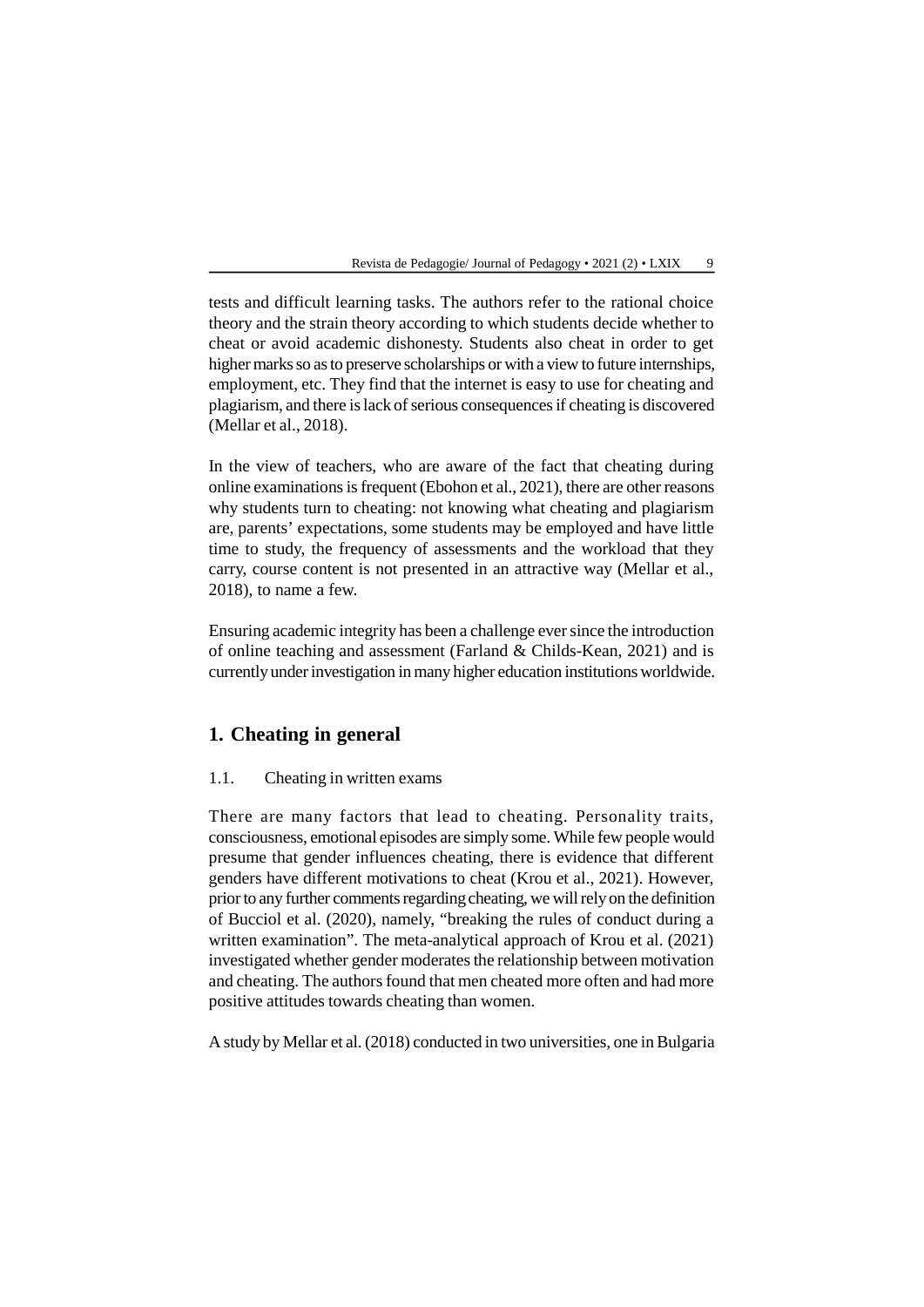tests and difficult learning tasks. The authors refer to the rational choice theory and the strain theory according to which students decide whether to cheat or avoid academic dishonesty. Students also cheat in order to get higher marks so as to preserve scholarships or with a view to future internships, employment, etc. They find that the internet is easy to use for cheating and plagiarism, and there is lack of serious consequences if cheating is discovered (Mellar et al., 2018).

In the view of teachers, who are aware of the fact that cheating during online examinations is frequent (Ebohon et al., 2021), there are other reasons why students turn to cheating: not knowing what cheating and plagiarism are, parents' expectations, some students may be employed and have little time to study, the frequency of assessments and the workload that they carry, course content is not presented in an attractive way (Mellar et al., 2018), to name a few.

Ensuring academic integrity has been a challenge ever since the introduction of online teaching and assessment (Farland & Childs-Kean, 2021) and is currently under investigation in many higher education institutions worldwide.

## 1. Cheating in general

### 1.1. Cheating in written exams

There are many factors that lead to cheating. Personality traits, consciousness, emotional episodes are simply some. While few people would presume that gender influences cheating, there is evidence that different genders have different motivations to cheat (Krou et al., 2021). However, prior to any further comments regarding cheating, we will rely on the definition of Bucciol et al. (2020), namely, "breaking the rules of conduct during a written examination". The meta-analytical approach of Krou et al. (2021) investigated whether gender moderates the relationship between motivation and cheating. The authors found that men cheated more often and had more positive attitudes towards cheating than women.

A study by Mellar et al. (2018) conducted in two universities, one in Bulgaria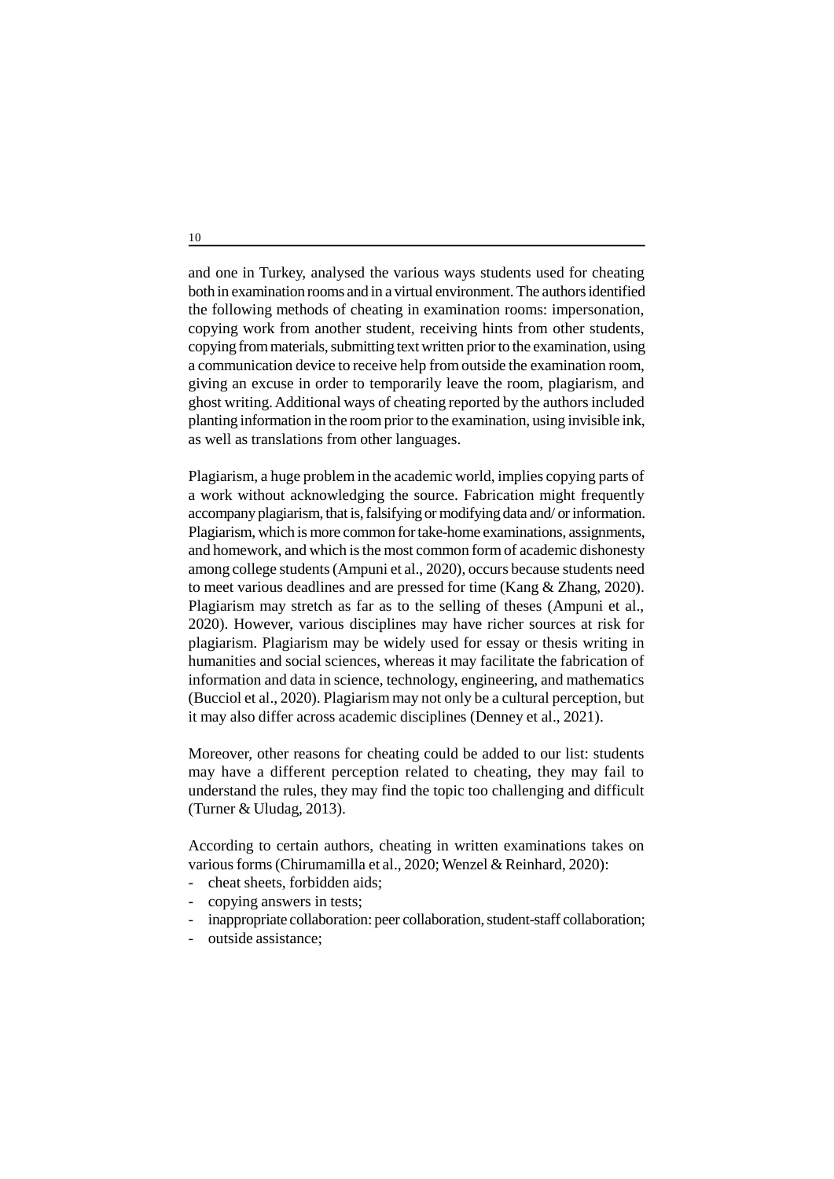and one in Turkey, analysed the various ways students used for cheating both in examination rooms and in a virtual environment. The authors identified the following methods of cheating in examination rooms: impersonation, copying work from another student, receiving hints from other students, copying from materials, submitting text written prior to the examination, using a communication device to receive help from outside the examination room, giving an excuse in order to temporarily leave the room, plagiarism, and ghost writing. Additional ways of cheating reported by the authors included planting information in the room prior to the examination, using invisible ink, as well as translations from other languages.

Plagiarism, a huge problem in the academic world, implies copying parts of a work without acknowledging the source. Fabrication might frequently accompany plagiarism, that is, falsifying or modifying data and/ or information. Plagiarism, which is more common for take-home examinations, assignments, and homework, and which is the most common form of academic dishonesty among college students (Ampuni et al., 2020), occurs because students need to meet various deadlines and are pressed for time (Kang & Zhang, 2020). Plagiarism may stretch as far as to the selling of theses (Ampuni et al., 2020). However, various disciplines may have richer sources at risk for plagiarism. Plagiarism may be widely used for essay or thesis writing in humanities and social sciences, whereas it may facilitate the fabrication of information and data in science, technology, engineering, and mathematics (Bucciol et al., 2020). Plagiarism may not only be a cultural perception, but it may also differ across academic disciplines (Denney et al., 2021).

Moreover, other reasons for cheating could be added to our list: students may have a different perception related to cheating, they may fail to understand the rules, they may find the topic too challenging and difficult (Turner & Uludag, 2013).

According to certain authors, cheating in written examinations takes on various forms (Chirumamilla et al., 2020; Wenzel & Reinhard, 2020):

- cheat sheets, forbidden aids;
- copying answers in tests;
- inappropriate collaboration: peer collaboration, student-staff collaboration;
- outside assistance;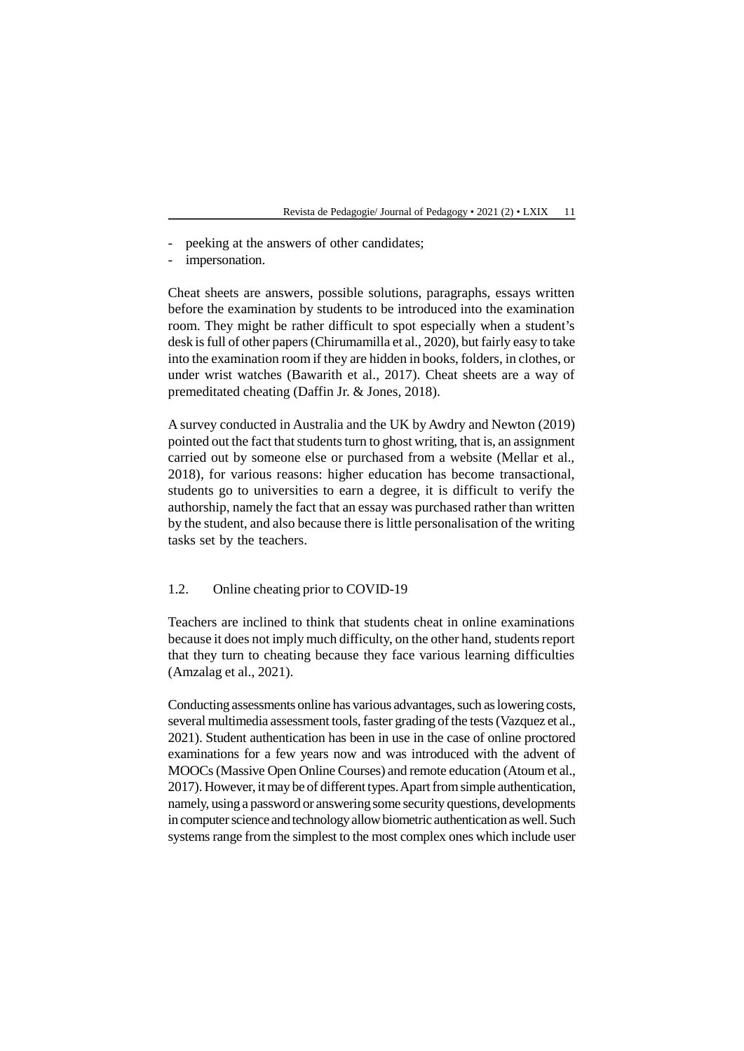- peeking at the answers of other candidates;
- impersonation.

Cheat sheets are answers, possible solutions, paragraphs, essays written before the examination by students to be introduced into the examination room. They might be rather difficult to spot especially when a student's desk is full of other papers (Chirumamilla et al., 2020), but fairly easy to take into the examination room if they are hidden in books, folders, in clothes, or under wrist watches (Bawarith et al., 2017). Cheat sheets are a way of premeditated cheating (Daffin Jr. & Jones, 2018).

A survey conducted in Australia and the UK by Awdry and Newton (2019) pointed out the fact that students turn to ghost writing, that is, an assignment carried out by someone else or purchased from a website (Mellar et al., 2018), for various reasons: higher education has become transactional, students go to universities to earn a degree, it is difficult to verify the authorship, namely the fact that an essay was purchased rather than written by the student, and also because there is little personalisation of the writing tasks set by the teachers.

### 1.2. Online cheating prior to COVID-19

Teachers are inclined to think that students cheat in online examinations because it does not imply much difficulty, on the other hand, students report that they turn to cheating because they face various learning difficulties (Amzalag et al., 2021).

Conducting assessments online has various advantages, such as lowering costs, several multimedia assessment tools, faster grading of the tests (Vazquez et al., 2021). Student authentication has been in use in the case of online proctored examinations for a few years now and was introduced with the advent of MOOCs (Massive Open Online Courses) and remote education (Atoum et al., 2017). However, it may be of different types. Apart from simple authentication, namely, using a password or answering some security questions, developments in computer science and technology allow biometric authentication as well. Such systems range from the simplest to the most complex ones which include user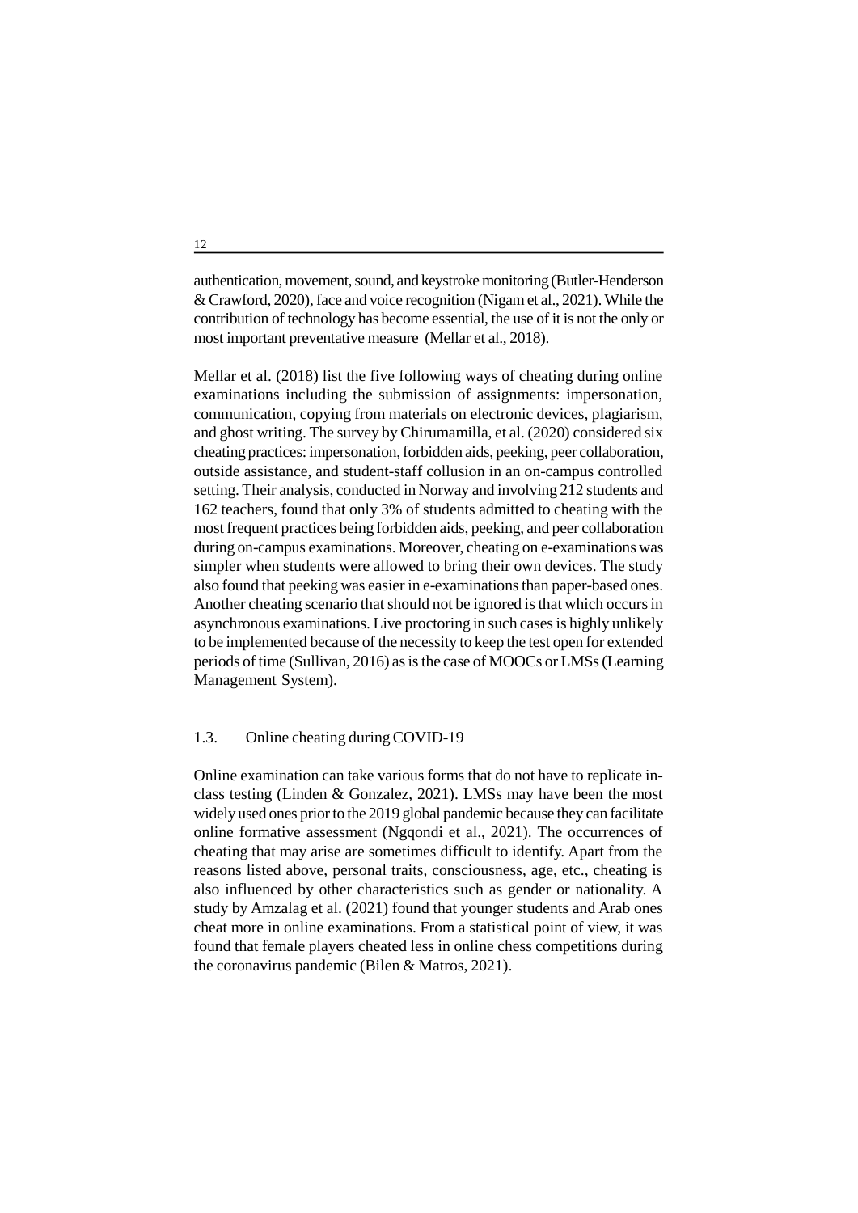authentication, movement, sound, and keystroke monitoring (Butler-Henderson & Crawford, 2020), face and voice recognition (Nigam et al., 2021). While the contribution of technology has become essential, the use of it is not the only or most important preventative measure  (Mellar et al., 2018).

Mellar et al. (2018) list the five following ways of cheating during online examinations including the submission of assignments: impersonation, communication, copying from materials on electronic devices, plagiarism, and ghost writing. The survey by Chirumamilla, et al. (2020) considered six cheating practices: impersonation, forbidden aids, peeking, peer collaboration, outside assistance, and student-staff collusion in an on-campus controlled setting. Their analysis, conducted in Norway and involving 212 students and 162 teachers, found that only 3% of students admitted to cheating with the most frequent practices being forbidden aids, peeking, and peer collaboration during on-campus examinations. Moreover, cheating on e-examinations was simpler when students were allowed to bring their own devices. The study also found that peeking was easier in e-examinations than paper-based ones. Another cheating scenario that should not be ignored is that which occurs in asynchronous examinations. Live proctoring in such cases is highly unlikely to be implemented because of the necessity to keep the test open for extended periods of time (Sullivan, 2016) as is the case of MOOCs or LMSs (Learning Management System).

### 1.3. Online cheating during COVID-19

Online examination can take various forms that do not have to replicate in-class testing (Linden & Gonzalez, 2021). LMSs may have been the most widely used ones prior to the 2019 global pandemic because they can facilitate online formative assessment (Ngqondi et al., 2021). The occurrences of cheating that may arise are sometimes difficult to identify. Apart from the reasons listed above, personal traits, consciousness, age, etc., cheating is also influenced by other characteristics such as gender or nationality. A study by Amzalag et al. (2021) found that younger students and Arab ones cheat more in online examinations. From a statistical point of view, it was found that female players cheated less in online chess competitions during the coronavirus pandemic (Bilen & Matros, 2021).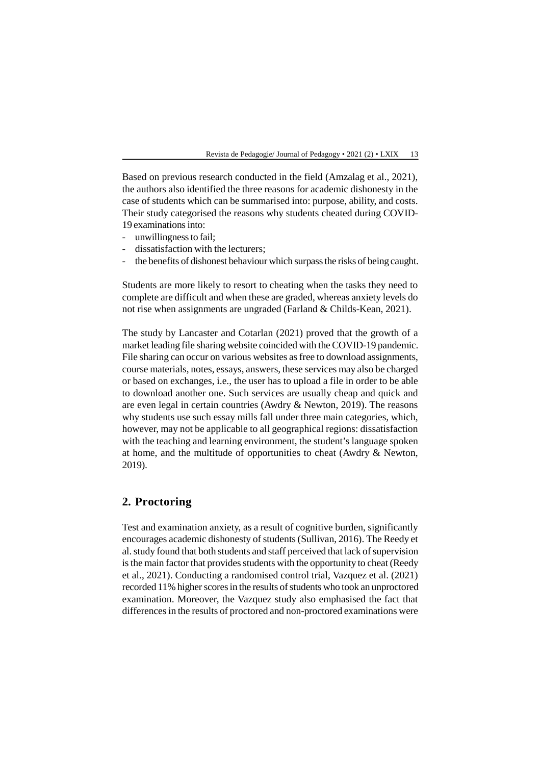Based on previous research conducted in the field (Amzalag et al., 2021), the authors also identified the three reasons for academic dishonesty in the case of students which can be summarised into: purpose, ability, and costs. Their study categorised the reasons why students cheated during COVID-19 examinations into:

- unwillingness to fail;
- dissatisfaction with the lecturers;
- the benefits of dishonest behaviour which surpass the risks of being caught.

Students are more likely to resort to cheating when the tasks they need to complete are difficult and when these are graded, whereas anxiety levels do not rise when assignments are ungraded (Farland & Childs-Kean, 2021).

The study by Lancaster and Cotarlan (2021) proved that the growth of a market leading file sharing website coincided with the COVID-19 pandemic. File sharing can occur on various websites as free to download assignments, course materials, notes, essays, answers, these services may also be charged or based on exchanges, i.e., the user has to upload a file in order to be able to download another one. Such services are usually cheap and quick and are even legal in certain countries (Awdry & Newton, 2019). The reasons why students use such essay mills fall under three main categories, which, however, may not be applicable to all geographical regions: dissatisfaction with the teaching and learning environment, the student's language spoken at home, and the multitude of opportunities to cheat (Awdry & Newton, 2019).

## 2. Proctoring

Test and examination anxiety, as a result of cognitive burden, significantly encourages academic dishonesty of students (Sullivan, 2016). The Reedy et al. study found that both students and staff perceived that lack of supervision is the main factor that provides students with the opportunity to cheat (Reedy et al., 2021). Conducting a randomised control trial, Vazquez et al. (2021) recorded 11% higher scores in the results of students who took an unproctored examination. Moreover, the Vazquez study also emphasised the fact that differences in the results of proctored and non-proctored examinations were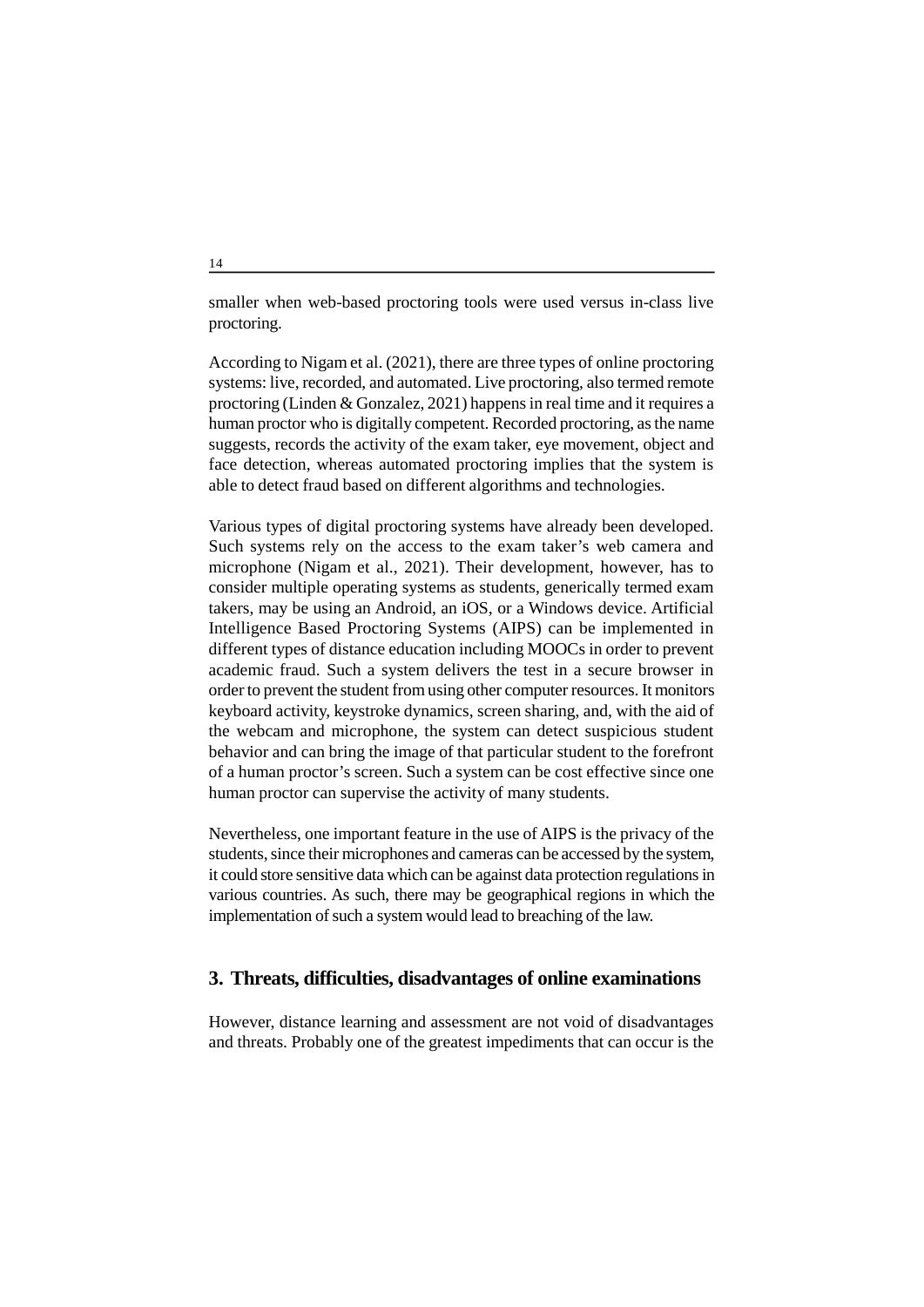smaller when web-based proctoring tools were used versus in-class live proctoring.

According to Nigam et al. (2021), there are three types of online proctoring systems: live, recorded, and automated. Live proctoring, also termed remote proctoring (Linden & Gonzalez, 2021) happens in real time and it requires a human proctor who is digitally competent. Recorded proctoring, as the name suggests, records the activity of the exam taker, eye movement, object and face detection, whereas automated proctoring implies that the system is able to detect fraud based on different algorithms and technologies.

Various types of digital proctoring systems have already been developed. Such systems rely on the access to the exam taker's web camera and microphone (Nigam et al., 2021). Their development, however, has to consider multiple operating systems as students, generically termed exam takers, may be using an Android, an iOS, or a Windows device. Artificial Intelligence Based Proctoring Systems (AIPS) can be implemented in different types of distance education including MOOCs in order to prevent academic fraud. Such a system delivers the test in a secure browser in order to prevent the student from using other computer resources. It monitors keyboard activity, keystroke dynamics, screen sharing, and, with the aid of the webcam and microphone, the system can detect suspicious student behavior and can bring the image of that particular student to the forefront of a human proctor's screen. Such a system can be cost effective since one human proctor can supervise the activity of many students.

Nevertheless, one important feature in the use of AIPS is the privacy of the students, since their microphones and cameras can be accessed by the system, it could store sensitive data which can be against data protection regulations in various countries. As such, there may be geographical regions in which the implementation of such a system would lead to breaching of the law.

## 3. Threats, difficulties, disadvantages of online examinations

However, distance learning and assessment are not void of disadvantages and threats. Probably one of the greatest impediments that can occur is the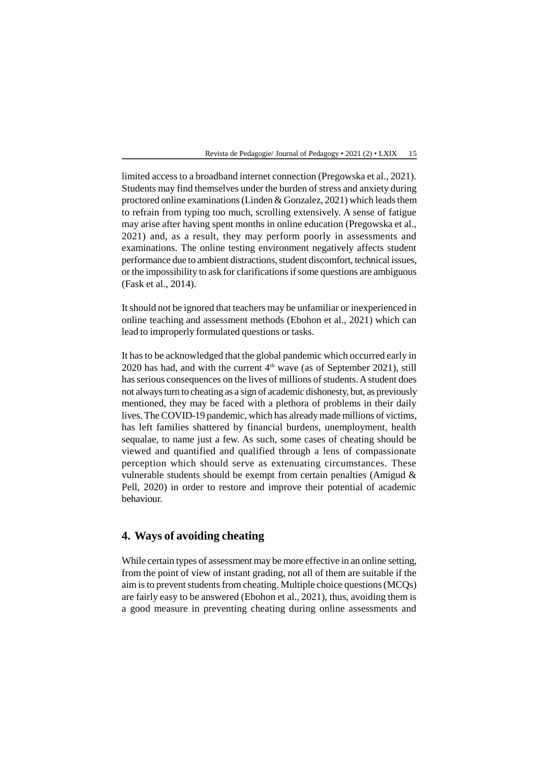limited access to a broadband internet connection (Pregowska et al., 2021). Students may find themselves under the burden of stress and anxiety during proctored online examinations (Linden & Gonzalez, 2021) which leads them to refrain from typing too much, scrolling extensively. A sense of fatigue may arise after having spent months in online education (Pregowska et al., 2021) and, as a result, they may perform poorly in assessments and examinations. The online testing environment negatively affects student performance due to ambient distractions, student discomfort, technical issues, or the impossibility to ask for clarifications if some questions are ambiguous (Fask et al., 2014).

It should not be ignored that teachers may be unfamiliar or inexperienced in online teaching and assessment methods (Ebohon et al., 2021) which can lead to improperly formulated questions or tasks.

It has to be acknowledged that the global pandemic which occurred early in 2020 has had, and with the current 4th wave (as of September 2021), still has serious consequences on the lives of millions of students. A student does not always turn to cheating as a sign of academic dishonesty, but, as previously mentioned, they may be faced with a plethora of problems in their daily lives. The COVID-19 pandemic, which has already made millions of victims, has left families shattered by financial burdens, unemployment, health sequalae, to name just a few. As such, some cases of cheating should be viewed and quantified and qualified through a lens of compassionate perception which should serve as extenuating circumstances. These vulnerable students should be exempt from certain penalties (Amigud & Pell, 2020) in order to restore and improve their potential of academic behaviour.

## 4. Ways of avoiding cheating

While certain types of assessment may be more effective in an online setting, from the point of view of instant grading, not all of them are suitable if the aim is to prevent students from cheating. Multiple choice questions (MCQs) are fairly easy to be answered (Ebohon et al., 2021), thus, avoiding them is a good measure in preventing cheating during online assessments and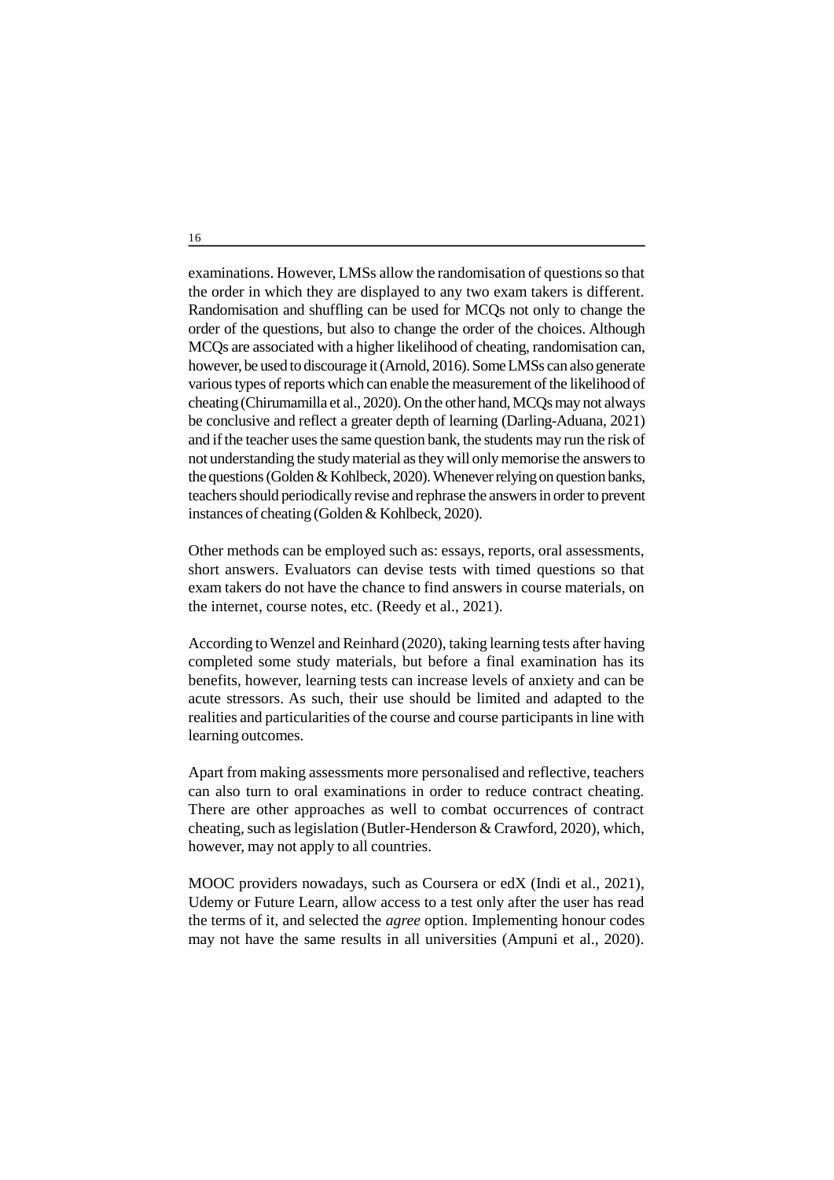examinations. However, LMSs allow the randomisation of questions so that the order in which they are displayed to any two exam takers is different. Randomisation and shuffling can be used for MCQs not only to change the order of the questions, but also to change the order of the choices. Although MCQs are associated with a higher likelihood of cheating, randomisation can, however, be used to discourage it (Arnold, 2016). Some LMSs can also generate various types of reports which can enable the measurement of the likelihood of cheating (Chirumamilla et al., 2020). On the other hand, MCQs may not always be conclusive and reflect a greater depth of learning (Darling-Aduana, 2021) and if the teacher uses the same question bank, the students may run the risk of not understanding the study material as they will only memorise the answers to the questions (Golden & Kohlbeck, 2020). Whenever relying on question banks, teachers should periodically revise and rephrase the answers in order to prevent instances of cheating (Golden & Kohlbeck, 2020).

Other methods can be employed such as: essays, reports, oral assessments, short answers. Evaluators can devise tests with timed questions so that exam takers do not have the chance to find answers in course materials, on the internet, course notes, etc. (Reedy et al., 2021).

According to Wenzel and Reinhard (2020), taking learning tests after having completed some study materials, but before a final examination has its benefits, however, learning tests can increase levels of anxiety and can be acute stressors. As such, their use should be limited and adapted to the realities and particularities of the course and course participants in line with learning outcomes.

Apart from making assessments more personalised and reflective, teachers can also turn to oral examinations in order to reduce contract cheating. There are other approaches as well to combat occurrences of contract cheating, such as legislation (Butler-Henderson & Crawford, 2020), which, however, may not apply to all countries.

MOOC providers nowadays, such as Coursera or edX (Indi et al., 2021), Udemy or Future Learn, allow access to a test only after the user has read the terms of it, and selected the *agree* option. Implementing honour codes may not have the same results in all universities (Ampuni et al., 2020).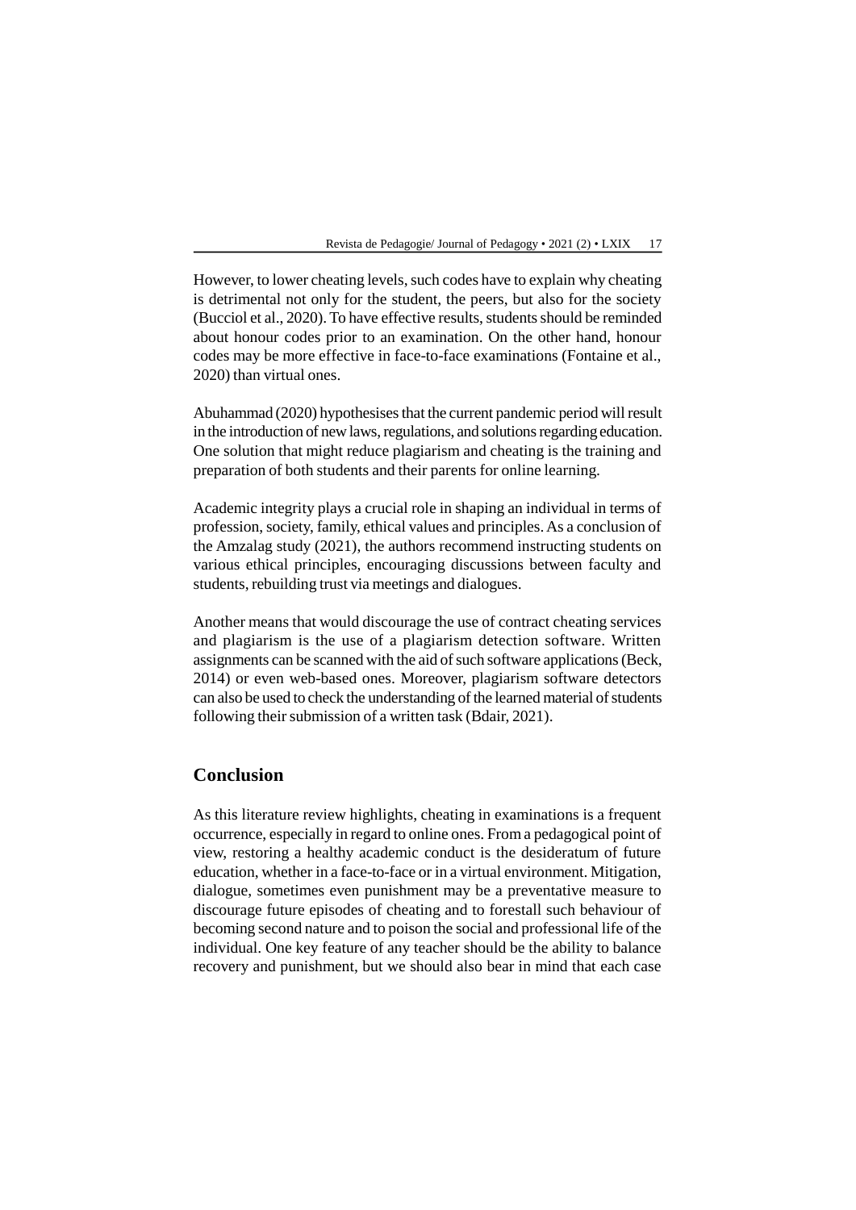However, to lower cheating levels, such codes have to explain why cheating is detrimental not only for the student, the peers, but also for the society (Bucciol et al., 2020). To have effective results, students should be reminded about honour codes prior to an examination. On the other hand, honour codes may be more effective in face-to-face examinations (Fontaine et al., 2020) than virtual ones.

Abuhammad (2020) hypothesises that the current pandemic period will result in the introduction of new laws, regulations, and solutions regarding education. One solution that might reduce plagiarism and cheating is the training and preparation of both students and their parents for online learning.

Academic integrity plays a crucial role in shaping an individual in terms of profession, society, family, ethical values and principles. As a conclusion of the Amzalag study (2021), the authors recommend instructing students on various ethical principles, encouraging discussions between faculty and students, rebuilding trust via meetings and dialogues.

Another means that would discourage the use of contract cheating services and plagiarism is the use of a plagiarism detection software. Written assignments can be scanned with the aid of such software applications (Beck, 2014) or even web-based ones. Moreover, plagiarism software detectors can also be used to check the understanding of the learned material of students following their submission of a written task (Bdair, 2021).

## Conclusion

As this literature review highlights, cheating in examinations is a frequent occurrence, especially in regard to online ones. From a pedagogical point of view, restoring a healthy academic conduct is the desideratum of future education, whether in a face-to-face or in a virtual environment. Mitigation, dialogue, sometimes even punishment may be a preventative measure to discourage future episodes of cheating and to forestall such behaviour of becoming second nature and to poison the social and professional life of the individual. One key feature of any teacher should be the ability to balance recovery and punishment, but we should also bear in mind that each case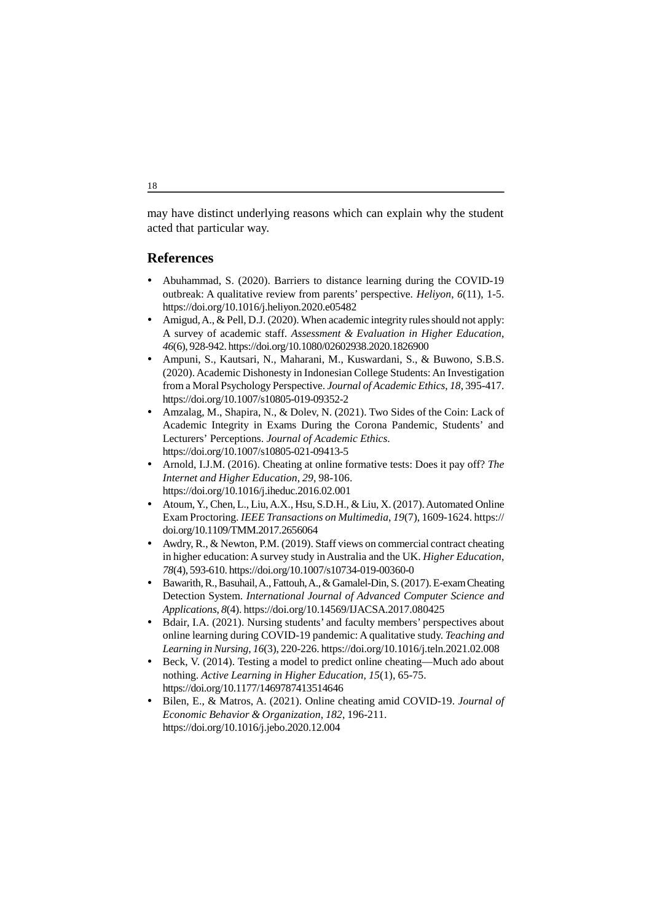may have distinct underlying reasons which can explain why the student acted that particular way.

## References

- Abuhammad, S. (2020). Barriers to distance learning during the COVID-19 outbreak: A qualitative review from parents' perspective. *Heliyon*, *6*(11), 1-5. https://doi.org/10.1016/j.heliyon.2020.e05482
- Amigud, A., & Pell, D.J. (2020). When academic integrity rules should not apply: A survey of academic staff. *Assessment & Evaluation in Higher Education*, *46*(6), 928-942. https://doi.org/10.1080/02602938.2020.1826900
- Ampuni, S., Kautsari, N., Maharani, M., Kuswardani, S., & Buwono, S.B.S. (2020). Academic Dishonesty in Indonesian College Students: An Investigation from a Moral Psychology Perspective. *Journal of Academic Ethics*, *18*, 395-417. https://doi.org/10.1007/s10805-019-09352-2
- Amzalag, M., Shapira, N., & Dolev, N. (2021). Two Sides of the Coin: Lack of Academic Integrity in Exams During the Corona Pandemic, Students' and Lecturers' Perceptions. *Journal of Academic Ethics*. https://doi.org/10.1007/s10805-021-09413-5
- Arnold, I.J.M. (2016). Cheating at online formative tests: Does it pay off? *The Internet and Higher Education*, *29*, 98-106. https://doi.org/10.1016/j.iheduc.2016.02.001
- Atoum, Y., Chen, L., Liu, A.X., Hsu, S.D.H., & Liu, X. (2017). Automated Online Exam Proctoring. *IEEE Transactions on Multimedia*, *19*(7), 1609-1624. https://doi.org/10.1109/TMM.2017.2656064
- Awdry, R., & Newton, P.M. (2019). Staff views on commercial contract cheating in higher education: A survey study in Australia and the UK. *Higher Education*, *78*(4), 593-610. https://doi.org/10.1007/s10734-019-00360-0
- Bawarith, R., Basuhail, A., Fattouh, A., & Gamalel-Din, S. (2017). E-exam Cheating Detection System. *International Journal of Advanced Computer Science and Applications*, *8*(4). https://doi.org/10.14569/IJACSA.2017.080425
- Bdair, I.A. (2021). Nursing students' and faculty members' perspectives about online learning during COVID-19 pandemic: A qualitative study. *Teaching and Learning in Nursing*, *16*(3), 220-226. https://doi.org/10.1016/j.teln.2021.02.008
- Beck, V. (2014). Testing a model to predict online cheating—Much ado about nothing. *Active Learning in Higher Education*, *15*(1), 65-75. https://doi.org/10.1177/1469787413514646
- Bilen, E., & Matros, A. (2021). Online cheating amid COVID-19. *Journal of Economic Behavior & Organization*, *182*, 196-211. https://doi.org/10.1016/j.jebo.2020.12.004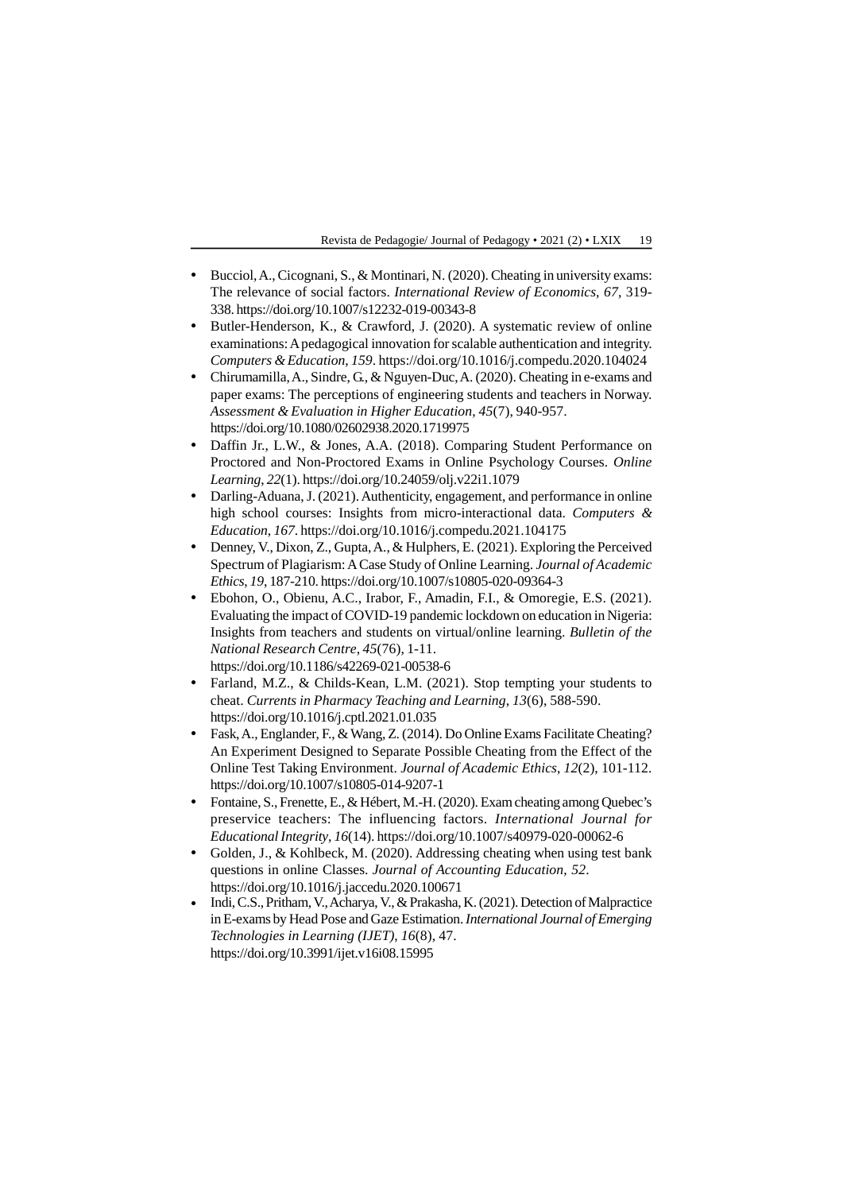- Bucciol, A., Cicognani, S., & Montinari, N. (2020). Cheating in university exams: The relevance of social factors. *International Review of Economics*, *67*, 319-338. https://doi.org/10.1007/s12232-019-00343-8
- Butler-Henderson, K., & Crawford, J. (2020). A systematic review of online examinations: A pedagogical innovation for scalable authentication and integrity. *Computers & Education*, *159*. https://doi.org/10.1016/j.compedu.2020.104024
- Chirumamilla, A., Sindre, G., & Nguyen-Duc, A. (2020). Cheating in e-exams and paper exams: The perceptions of engineering students and teachers in Norway. *Assessment & Evaluation in Higher Education*, *45*(7), 940-957. https://doi.org/10.1080/02602938.2020.1719975
- Daffin Jr., L.W., & Jones, A.A. (2018). Comparing Student Performance on Proctored and Non-Proctored Exams in Online Psychology Courses. *Online Learning*, *22*(1). https://doi.org/10.24059/olj.v22i1.1079
- Darling-Aduana, J. (2021). Authenticity, engagement, and performance in online high school courses: Insights from micro-interactional data. *Computers & Education*, *167*. https://doi.org/10.1016/j.compedu.2021.104175
- Denney, V., Dixon, Z., Gupta, A., & Hulphers, E. (2021). Exploring the Perceived Spectrum of Plagiarism: A Case Study of Online Learning. *Journal of Academic Ethics*, *19*, 187-210. https://doi.org/10.1007/s10805-020-09364-3
- Ebohon, O., Obienu, A.C., Irabor, F., Amadin, F.I., & Omoregie, E.S. (2021). Evaluating the impact of COVID-19 pandemic lockdown on education in Nigeria: Insights from teachers and students on virtual/online learning. *Bulletin of the National Research Centre*, *45*(76), 1-11. https://doi.org/10.1186/s42269-021-00538-6
- Farland, M.Z., & Childs-Kean, L.M. (2021). Stop tempting your students to cheat. *Currents in Pharmacy Teaching and Learning*, *13*(6), 588-590. https://doi.org/10.1016/j.cptl.2021.01.035
- Fask, A., Englander, F., & Wang, Z. (2014). Do Online Exams Facilitate Cheating? An Experiment Designed to Separate Possible Cheating from the Effect of the Online Test Taking Environment. *Journal of Academic Ethics*, *12*(2), 101-112. https://doi.org/10.1007/s10805-014-9207-1
- Fontaine, S., Frenette, E., & Hébert, M.-H. (2020). Exam cheating among Quebec's preservice teachers: The influencing factors. *International Journal for Educational Integrity*, *16*(14). https://doi.org/10.1007/s40979-020-00062-6
- Golden, J., & Kohlbeck, M. (2020). Addressing cheating when using test bank questions in online Classes. *Journal of Accounting Education*, *52*. https://doi.org/10.1016/j.jaccedu.2020.100671
- Indi, C.S., Pritham, V., Acharya, V., & Prakasha, K. (2021). Detection of Malpractice in E-exams by Head Pose and Gaze Estimation. *International Journal of Emerging Technologies in Learning (IJET)*, *16*(8), 47. https://doi.org/10.3991/ijet.v16i08.15995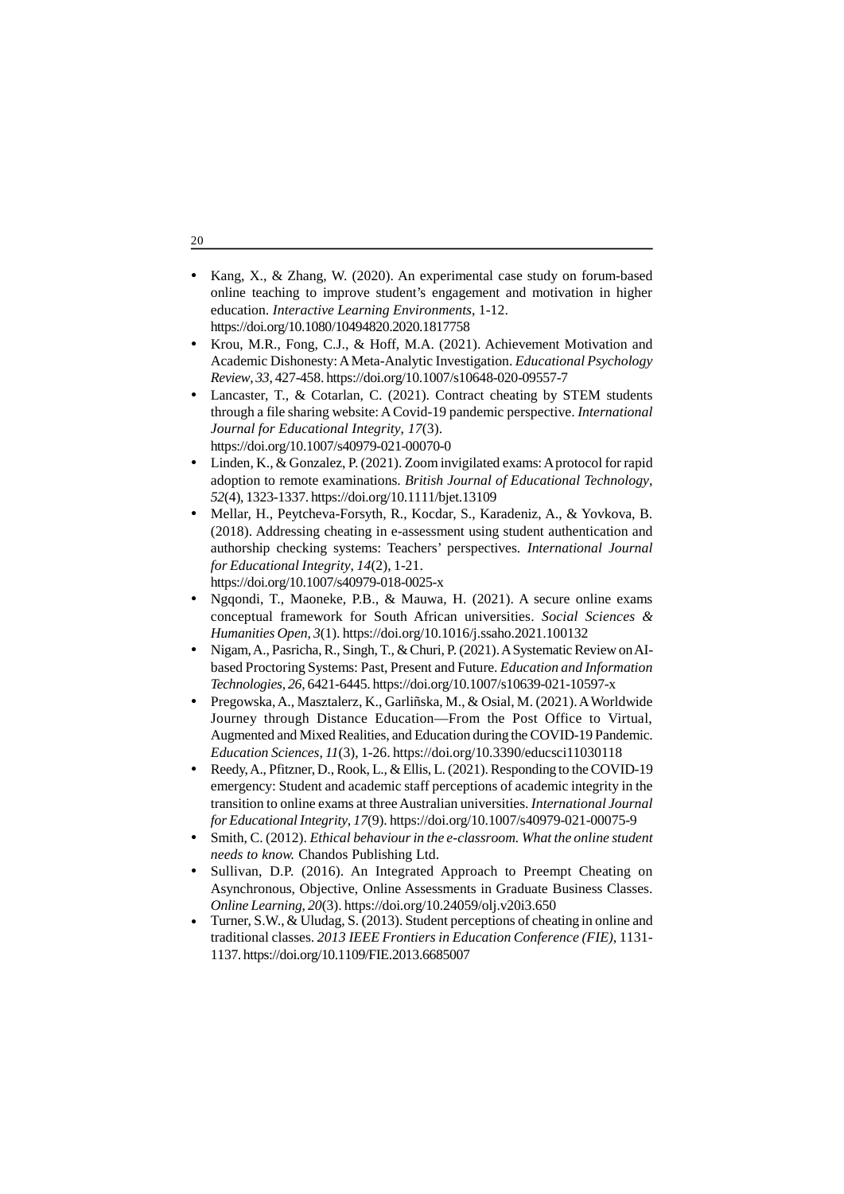- Kang, X., & Zhang, W. (2020). An experimental case study on forum-based online teaching to improve student's engagement and motivation in higher education. *Interactive Learning Environments*, 1-12. https://doi.org/10.1080/10494820.2020.1817758
- Krou, M.R., Fong, C.J., & Hoff, M.A. (2021). Achievement Motivation and Academic Dishonesty: A Meta-Analytic Investigation. *Educational Psychology Review*, *33*, 427-458. https://doi.org/10.1007/s10648-020-09557-7
- Lancaster, T., & Cotarlan, C. (2021). Contract cheating by STEM students through a file sharing website: A Covid-19 pandemic perspective. *International Journal for Educational Integrity, 17*(3). https://doi.org/10.1007/s40979-021-00070-0
- Linden, K., & Gonzalez, P. (2021). Zoom invigilated exams: A protocol for rapid adoption to remote examinations. *British Journal of Educational Technology*, *52*(4), 1323-1337. https://doi.org/10.1111/bjet.13109
- Mellar, H., Peytcheva-Forsyth, R., Kocdar, S., Karadeniz, A., & Yovkova, B. (2018). Addressing cheating in e-assessment using student authentication and authorship checking systems: Teachers' perspectives. *International Journal for Educational Integrity*, *14*(2), 1-21. https://doi.org/10.1007/s40979-018-0025-x
- Ngqondi, T., Maoneke, P.B., & Mauwa, H. (2021). A secure online exams conceptual framework for South African universities. *Social Sciences & Humanities Open*, *3*(1). https://doi.org/10.1016/j.ssaho.2021.100132
- Nigam, A., Pasricha, R., Singh, T., & Churi, P. (2021). A Systematic Review on AI-based Proctoring Systems: Past, Present and Future. *Education and Information Technologies, 26*, 6421-6445. https://doi.org/10.1007/s10639-021-10597-x
- Pregowska, A., Masztalerz, K., Garliñska, M., & Osial, M. (2021). A Worldwide Journey through Distance Education—From the Post Office to Virtual, Augmented and Mixed Realities, and Education during the COVID-19 Pandemic. *Education Sciences*, *11*(3), 1-26. https://doi.org/10.3390/educsci11030118
- Reedy, A., Pfitzner, D., Rook, L., & Ellis, L. (2021). Responding to the COVID-19 emergency: Student and academic staff perceptions of academic integrity in the transition to online exams at three Australian universities. *International Journal for Educational Integrity*, *17*(9). https://doi.org/10.1007/s40979-021-00075-9
- Smith, C. (2012). *Ethical behaviour in the e-classroom. What the online student needs to know.* Chandos Publishing Ltd.
- Sullivan, D.P. (2016). An Integrated Approach to Preempt Cheating on Asynchronous, Objective, Online Assessments in Graduate Business Classes. *Online Learning, 20*(3). https://doi.org/10.24059/olj.v20i3.650
- Turner, S.W., & Uludag, S. (2013). Student perceptions of cheating in online and traditional classes. *2013 IEEE Frontiers in Education Conference (FIE)*, 1131-1137. https://doi.org/10.1109/FIE.2013.6685007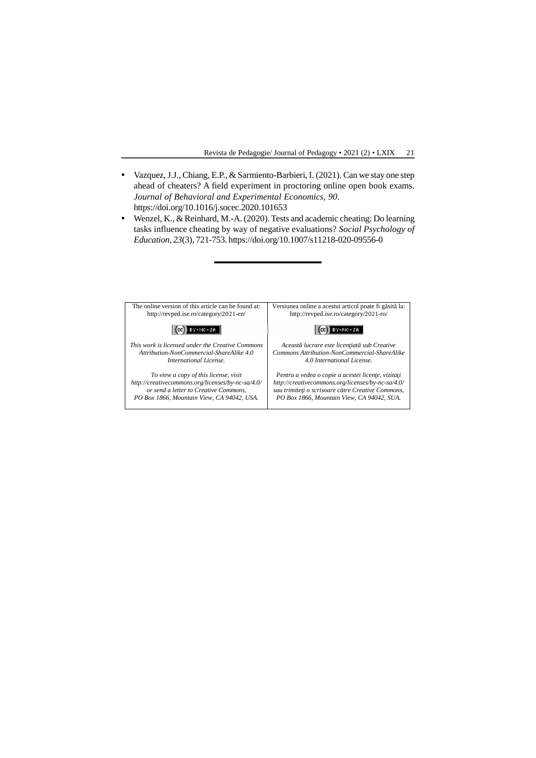- Vazquez, J.J., Chiang, E.P., & Sarmiento-Barbieri, I. (2021). Can we stay one step ahead of cheaters? A field experiment in proctoring online open book exams. *Journal of Behavioral and Experimental Economics*, *90*. https://doi.org/10.1016/j.socec.2020.101653
- Wenzel, K., & Reinhard, M.-A. (2020). Tests and academic cheating: Do learning tasks influence cheating by way of negative evaluations? *Social Psychology of Education*, *23*(3), 721-753. https://doi.org/10.1007/s11218-020-09556-0

---

| | |
|---|---|
| The online version of this article can be found at: http://revped.ise.ro/category/2021-en/ | Versiunea online a acestui articol poate fi găsită la: http://revped.ise.ro/category/2021-ro/ |
| (cc) BY-NC-SA | (cc) BY-NC-SA |
| *This work is licensed under the Creative Commons Attribution-NonCommercial-ShareAlike 4.0 International License.* | *Această lucrare este licențiată sub Creative Commons Attribution-NonCommercial-ShareAlike 4.0 International License.* |
| *To view a copy of this license, visit http://creativecommons.org/licenses/by-nc-sa/4.0/ or send a letter to Creative Commons, PO Box 1866, Mountain View, CA 94042, USA.* | *Pentru a vedea o copie a acestei licențe, vizitați http://creativecommons.org/licenses/by-nc-sa/4.0/ sau trimiteți o scrisoare către Creative Commons, PO Box 1866, Mountain View, CA 94042, SUA.* |